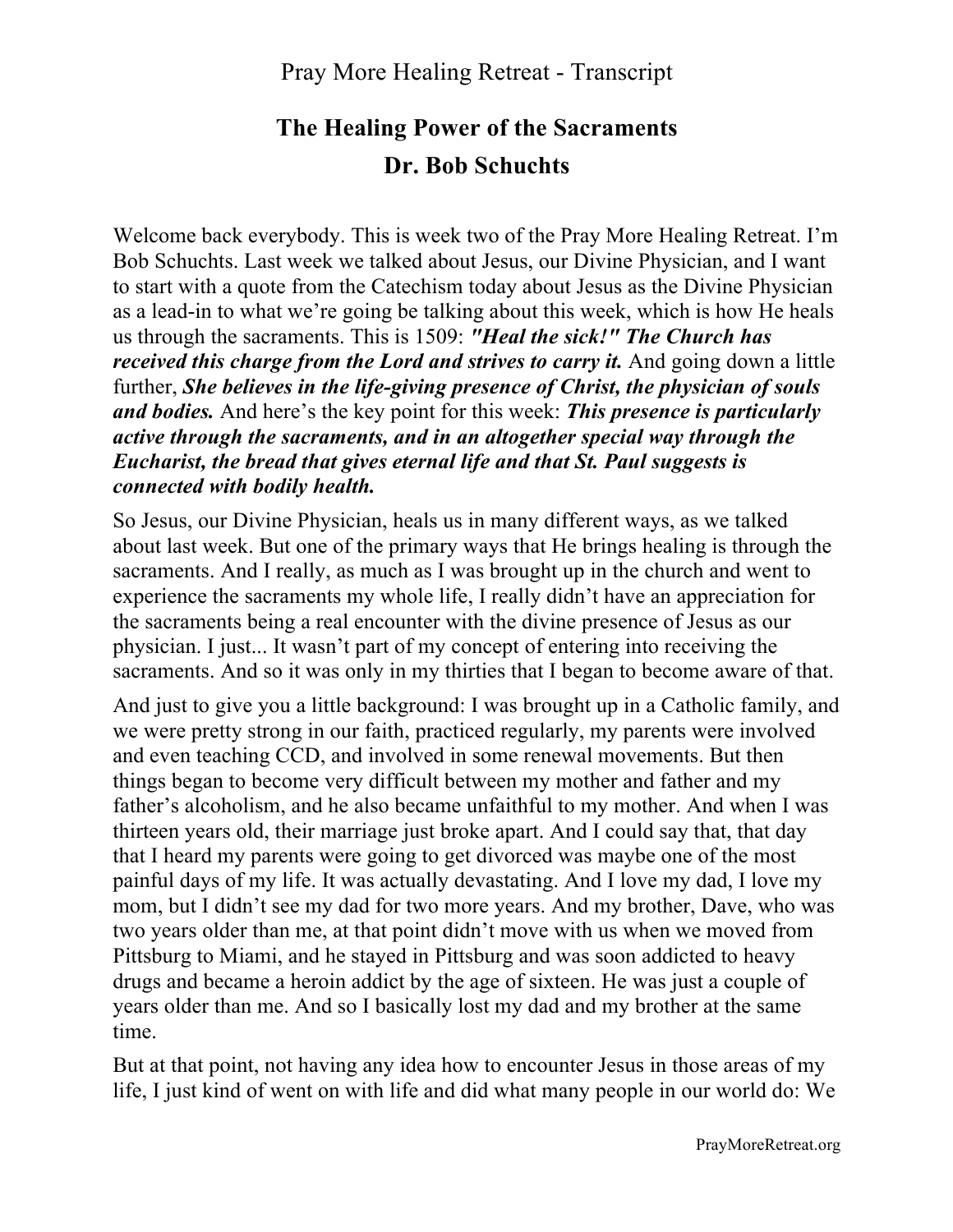Pray More Healing Retreat - Transcript

# The Healing Power of the Sacraments

## Dr. Bob Schuchts

Welcome back everybody. This is week two of the Pray More Healing Retreat. I'm Bob Schuchts. Last week we talked about Jesus, our Divine Physician, and I want to start with a quote from the Catechism today about Jesus as the Divine Physician as a lead-in to what we're going be talking about this week, which is how He heals us through the sacraments. This is 1509: ***"Heal the sick!" The Church has received this charge from the Lord and strives to carry it.*** And going down a little further, ***She believes in the life-giving presence of Christ, the physician of souls and bodies.*** And here's the key point for this week: ***This presence is particularly active through the sacraments, and in an altogether special way through the Eucharist, the bread that gives eternal life and that St. Paul suggests is connected with bodily health.***

So Jesus, our Divine Physician, heals us in many different ways, as we talked about last week. But one of the primary ways that He brings healing is through the sacraments. And I really, as much as I was brought up in the church and went to experience the sacraments my whole life, I really didn't have an appreciation for the sacraments being a real encounter with the divine presence of Jesus as our physician. I just... It wasn't part of my concept of entering into receiving the sacraments. And so it was only in my thirties that I began to become aware of that.

And just to give you a little background: I was brought up in a Catholic family, and we were pretty strong in our faith, practiced regularly, my parents were involved and even teaching CCD, and involved in some renewal movements. But then things began to become very difficult between my mother and father and my father's alcoholism, and he also became unfaithful to my mother. And when I was thirteen years old, their marriage just broke apart. And I could say that, that day that I heard my parents were going to get divorced was maybe one of the most painful days of my life. It was actually devastating. And I love my dad, I love my mom, but I didn't see my dad for two more years. And my brother, Dave, who was two years older than me, at that point didn't move with us when we moved from Pittsburg to Miami, and he stayed in Pittsburg and was soon addicted to heavy drugs and became a heroin addict by the age of sixteen. He was just a couple of years older than me. And so I basically lost my dad and my brother at the same time.

But at that point, not having any idea how to encounter Jesus in those areas of my life, I just kind of went on with life and did what many people in our world do: We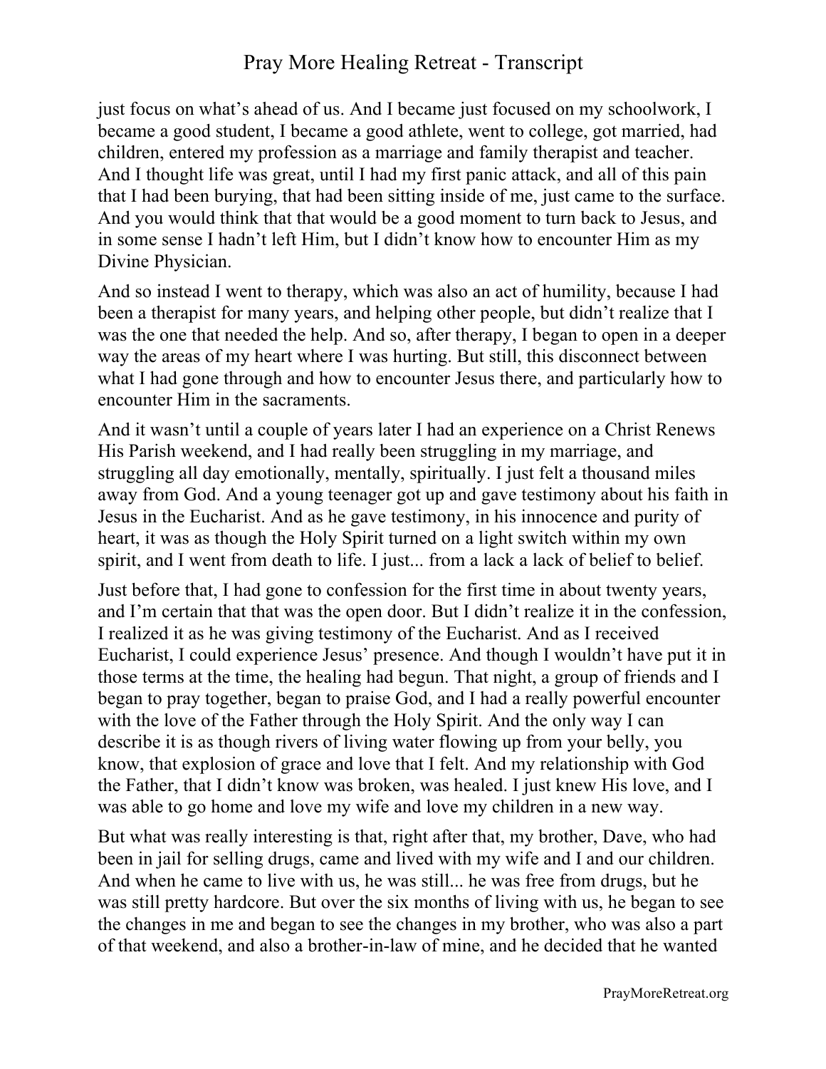just focus on what's ahead of us. And I became just focused on my schoolwork, I became a good student, I became a good athlete, went to college, got married, had children, entered my profession as a marriage and family therapist and teacher. And I thought life was great, until I had my first panic attack, and all of this pain that I had been burying, that had been sitting inside of me, just came to the surface. And you would think that that would be a good moment to turn back to Jesus, and in some sense I hadn't left Him, but I didn't know how to encounter Him as my Divine Physician.

And so instead I went to therapy, which was also an act of humility, because I had been a therapist for many years, and helping other people, but didn't realize that I was the one that needed the help. And so, after therapy, I began to open in a deeper way the areas of my heart where I was hurting. But still, this disconnect between what I had gone through and how to encounter Jesus there, and particularly how to encounter Him in the sacraments.

And it wasn't until a couple of years later I had an experience on a Christ Renews His Parish weekend, and I had really been struggling in my marriage, and struggling all day emotionally, mentally, spiritually. I just felt a thousand miles away from God. And a young teenager got up and gave testimony about his faith in Jesus in the Eucharist. And as he gave testimony, in his innocence and purity of heart, it was as though the Holy Spirit turned on a light switch within my own spirit, and I went from death to life. I just... from a lack a lack of belief to belief.

Just before that, I had gone to confession for the first time in about twenty years, and I'm certain that that was the open door. But I didn't realize it in the confession, I realized it as he was giving testimony of the Eucharist. And as I received Eucharist, I could experience Jesus' presence. And though I wouldn't have put it in those terms at the time, the healing had begun. That night, a group of friends and I began to pray together, began to praise God, and I had a really powerful encounter with the love of the Father through the Holy Spirit. And the only way I can describe it is as though rivers of living water flowing up from your belly, you know, that explosion of grace and love that I felt. And my relationship with God the Father, that I didn't know was broken, was healed. I just knew His love, and I was able to go home and love my wife and love my children in a new way.

But what was really interesting is that, right after that, my brother, Dave, who had been in jail for selling drugs, came and lived with my wife and I and our children. And when he came to live with us, he was still... he was free from drugs, but he was still pretty hardcore. But over the six months of living with us, he began to see the changes in me and began to see the changes in my brother, who was also a part of that weekend, and also a brother-in-law of mine, and he decided that he wanted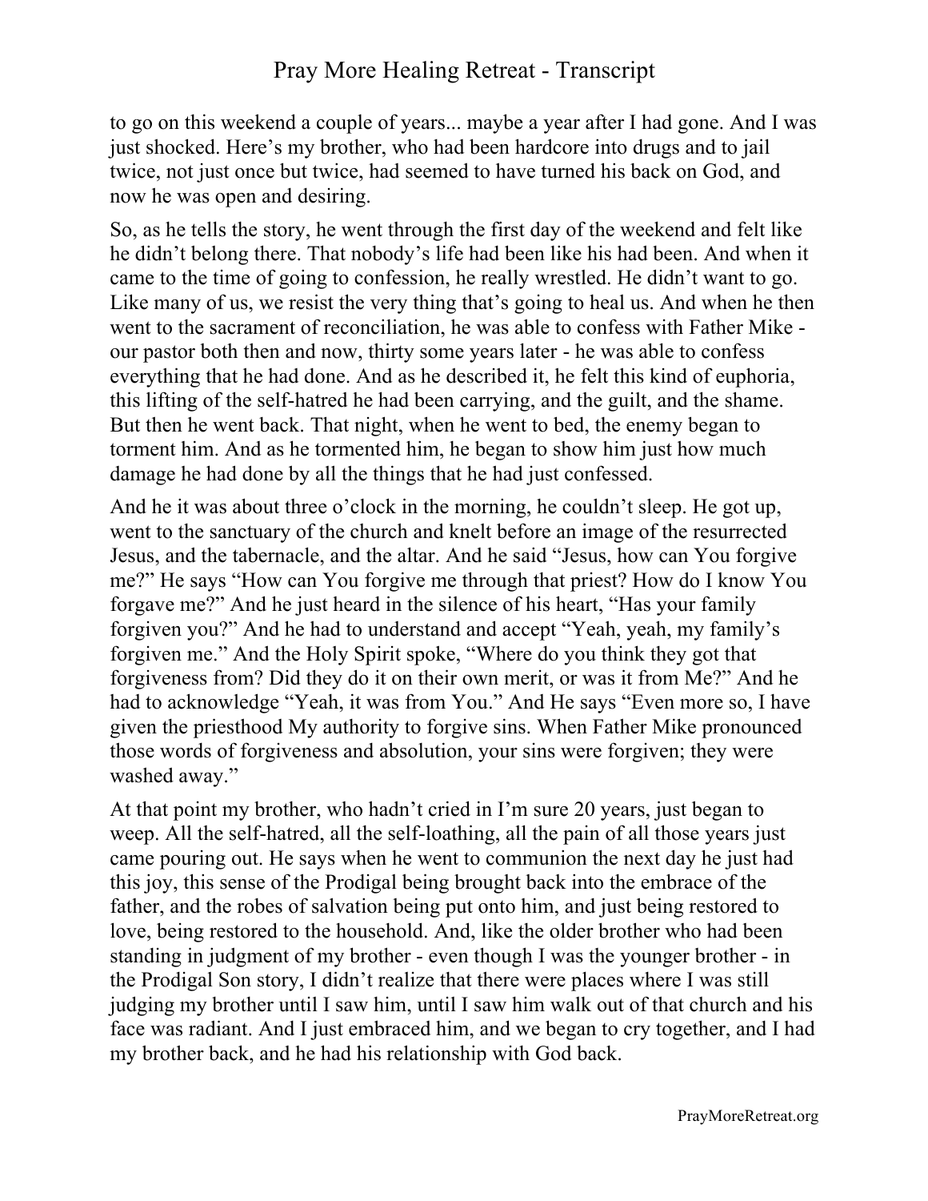to go on this weekend a couple of years... maybe a year after I had gone. And I was just shocked. Here's my brother, who had been hardcore into drugs and to jail twice, not just once but twice, had seemed to have turned his back on God, and now he was open and desiring.

So, as he tells the story, he went through the first day of the weekend and felt like he didn't belong there. That nobody's life had been like his had been. And when it came to the time of going to confession, he really wrestled. He didn't want to go. Like many of us, we resist the very thing that's going to heal us. And when he then went to the sacrament of reconciliation, he was able to confess with Father Mike - our pastor both then and now, thirty some years later - he was able to confess everything that he had done. And as he described it, he felt this kind of euphoria, this lifting of the self-hatred he had been carrying, and the guilt, and the shame. But then he went back. That night, when he went to bed, the enemy began to torment him. And as he tormented him, he began to show him just how much damage he had done by all the things that he had just confessed.

And he it was about three o'clock in the morning, he couldn't sleep. He got up, went to the sanctuary of the church and knelt before an image of the resurrected Jesus, and the tabernacle, and the altar. And he said "Jesus, how can You forgive me?" He says "How can You forgive me through that priest? How do I know You forgave me?" And he just heard in the silence of his heart, "Has your family forgiven you?" And he had to understand and accept "Yeah, yeah, my family's forgiven me." And the Holy Spirit spoke, "Where do you think they got that forgiveness from? Did they do it on their own merit, or was it from Me?" And he had to acknowledge "Yeah, it was from You." And He says "Even more so, I have given the priesthood My authority to forgive sins. When Father Mike pronounced those words of forgiveness and absolution, your sins were forgiven; they were washed away."

At that point my brother, who hadn't cried in I'm sure 20 years, just began to weep. All the self-hatred, all the self-loathing, all the pain of all those years just came pouring out. He says when he went to communion the next day he just had this joy, this sense of the Prodigal being brought back into the embrace of the father, and the robes of salvation being put onto him, and just being restored to love, being restored to the household. And, like the older brother who had been standing in judgment of my brother - even though I was the younger brother - in the Prodigal Son story, I didn't realize that there were places where I was still judging my brother until I saw him, until I saw him walk out of that church and his face was radiant. And I just embraced him, and we began to cry together, and I had my brother back, and he had his relationship with God back.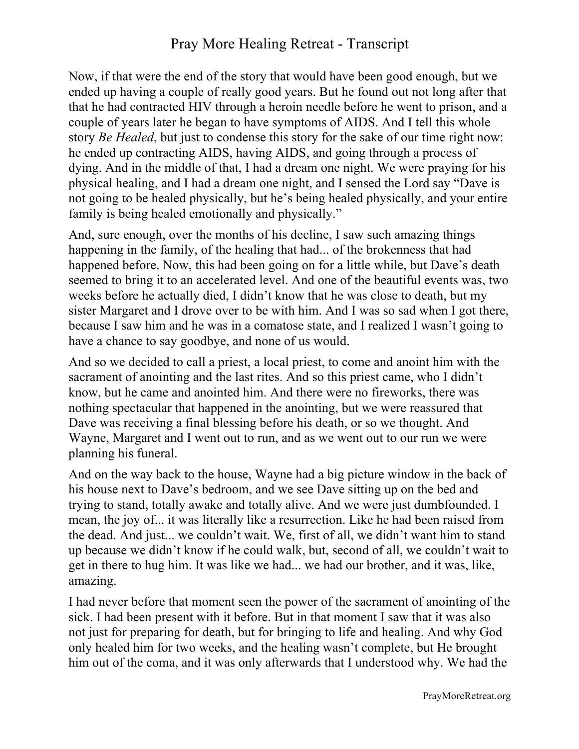Now, if that were the end of the story that would have been good enough, but we ended up having a couple of really good years. But he found out not long after that that he had contracted HIV through a heroin needle before he went to prison, and a couple of years later he began to have symptoms of AIDS. And I tell this whole story *Be Healed*, but just to condense this story for the sake of our time right now: he ended up contracting AIDS, having AIDS, and going through a process of dying. And in the middle of that, I had a dream one night. We were praying for his physical healing, and I had a dream one night, and I sensed the Lord say "Dave is not going to be healed physically, but he's being healed physically, and your entire family is being healed emotionally and physically."

And, sure enough, over the months of his decline, I saw such amazing things happening in the family, of the healing that had... of the brokenness that had happened before. Now, this had been going on for a little while, but Dave's death seemed to bring it to an accelerated level. And one of the beautiful events was, two weeks before he actually died, I didn't know that he was close to death, but my sister Margaret and I drove over to be with him. And I was so sad when I got there, because I saw him and he was in a comatose state, and I realized I wasn't going to have a chance to say goodbye, and none of us would.

And so we decided to call a priest, a local priest, to come and anoint him with the sacrament of anointing and the last rites. And so this priest came, who I didn't know, but he came and anointed him. And there were no fireworks, there was nothing spectacular that happened in the anointing, but we were reassured that Dave was receiving a final blessing before his death, or so we thought. And Wayne, Margaret and I went out to run, and as we went out to our run we were planning his funeral.

And on the way back to the house, Wayne had a big picture window in the back of his house next to Dave's bedroom, and we see Dave sitting up on the bed and trying to stand, totally awake and totally alive. And we were just dumbfounded. I mean, the joy of... it was literally like a resurrection. Like he had been raised from the dead. And just... we couldn't wait. We, first of all, we didn't want him to stand up because we didn't know if he could walk, but, second of all, we couldn't wait to get in there to hug him. It was like we had... we had our brother, and it was, like, amazing.

I had never before that moment seen the power of the sacrament of anointing of the sick. I had been present with it before. But in that moment I saw that it was also not just for preparing for death, but for bringing to life and healing. And why God only healed him for two weeks, and the healing wasn't complete, but He brought him out of the coma, and it was only afterwards that I understood why. We had the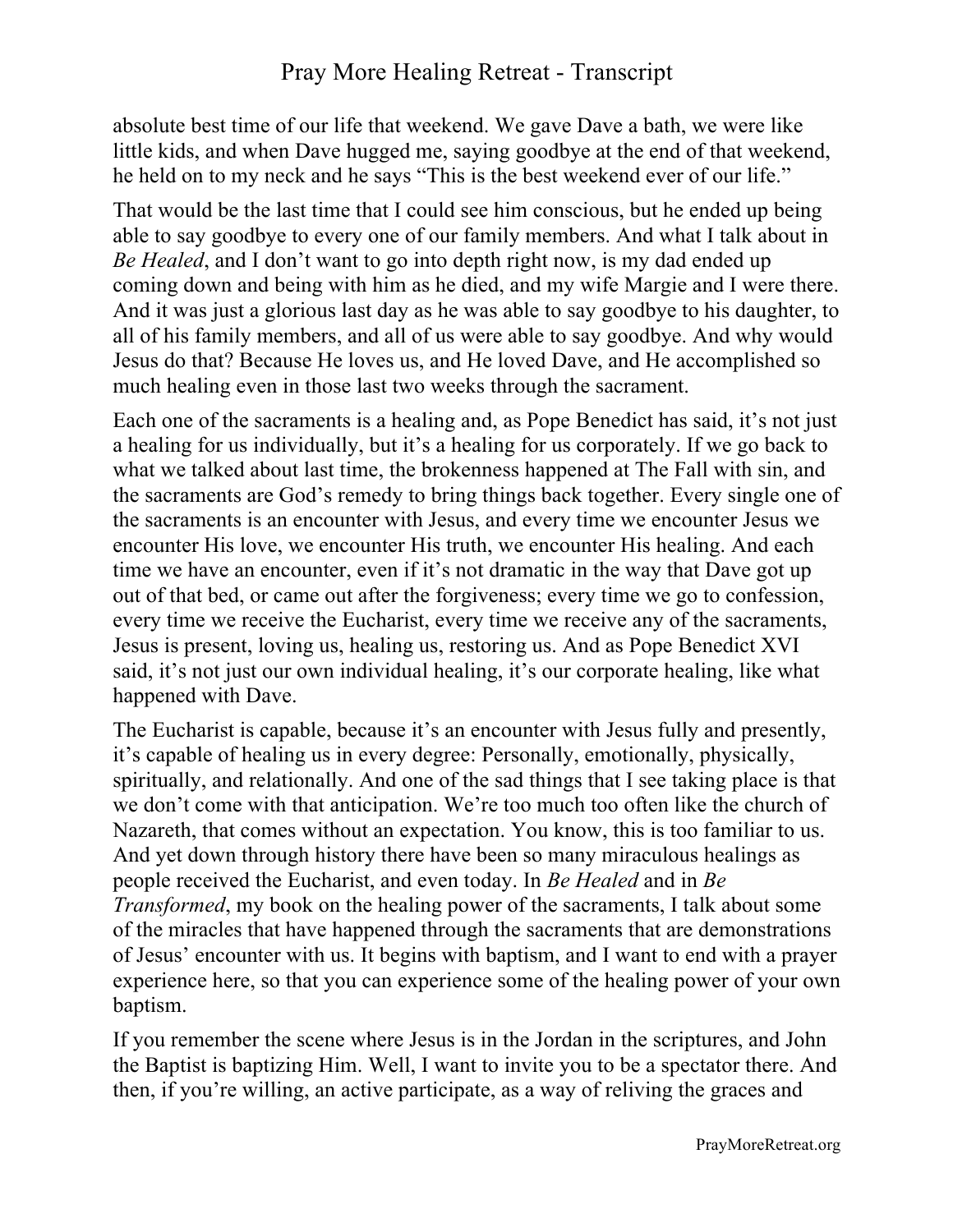absolute best time of our life that weekend. We gave Dave a bath, we were like little kids, and when Dave hugged me, saying goodbye at the end of that weekend, he held on to my neck and he says "This is the best weekend ever of our life."

That would be the last time that I could see him conscious, but he ended up being able to say goodbye to every one of our family members. And what I talk about in *Be Healed*, and I don't want to go into depth right now, is my dad ended up coming down and being with him as he died, and my wife Margie and I were there. And it was just a glorious last day as he was able to say goodbye to his daughter, to all of his family members, and all of us were able to say goodbye. And why would Jesus do that? Because He loves us, and He loved Dave, and He accomplished so much healing even in those last two weeks through the sacrament.

Each one of the sacraments is a healing and, as Pope Benedict has said, it's not just a healing for us individually, but it's a healing for us corporately. If we go back to what we talked about last time, the brokenness happened at The Fall with sin, and the sacraments are God's remedy to bring things back together. Every single one of the sacraments is an encounter with Jesus, and every time we encounter Jesus we encounter His love, we encounter His truth, we encounter His healing. And each time we have an encounter, even if it's not dramatic in the way that Dave got up out of that bed, or came out after the forgiveness; every time we go to confession, every time we receive the Eucharist, every time we receive any of the sacraments, Jesus is present, loving us, healing us, restoring us. And as Pope Benedict XVI said, it's not just our own individual healing, it's our corporate healing, like what happened with Dave.

The Eucharist is capable, because it's an encounter with Jesus fully and presently, it's capable of healing us in every degree: Personally, emotionally, physically, spiritually, and relationally. And one of the sad things that I see taking place is that we don't come with that anticipation. We're too much too often like the church of Nazareth, that comes without an expectation. You know, this is too familiar to us. And yet down through history there have been so many miraculous healings as people received the Eucharist, and even today. In *Be Healed* and in *Be Transformed*, my book on the healing power of the sacraments, I talk about some of the miracles that have happened through the sacraments that are demonstrations of Jesus' encounter with us. It begins with baptism, and I want to end with a prayer experience here, so that you can experience some of the healing power of your own baptism.

If you remember the scene where Jesus is in the Jordan in the scriptures, and John the Baptist is baptizing Him. Well, I want to invite you to be a spectator there. And then, if you're willing, an active participate, as a way of reliving the graces and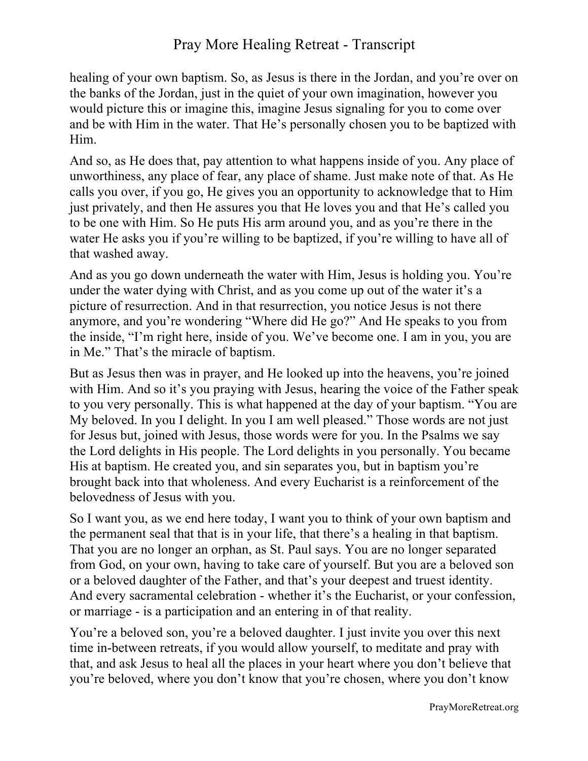healing of your own baptism. So, as Jesus is there in the Jordan, and you're over on the banks of the Jordan, just in the quiet of your own imagination, however you would picture this or imagine this, imagine Jesus signaling for you to come over and be with Him in the water. That He's personally chosen you to be baptized with Him.

And so, as He does that, pay attention to what happens inside of you. Any place of unworthiness, any place of fear, any place of shame. Just make note of that. As He calls you over, if you go, He gives you an opportunity to acknowledge that to Him just privately, and then He assures you that He loves you and that He's called you to be one with Him. So He puts His arm around you, and as you're there in the water He asks you if you're willing to be baptized, if you're willing to have all of that washed away.

And as you go down underneath the water with Him, Jesus is holding you. You're under the water dying with Christ, and as you come up out of the water it's a picture of resurrection. And in that resurrection, you notice Jesus is not there anymore, and you're wondering "Where did He go?" And He speaks to you from the inside, "I'm right here, inside of you. We've become one. I am in you, you are in Me." That's the miracle of baptism.

But as Jesus then was in prayer, and He looked up into the heavens, you're joined with Him. And so it's you praying with Jesus, hearing the voice of the Father speak to you very personally. This is what happened at the day of your baptism. "You are My beloved. In you I delight. In you I am well pleased." Those words are not just for Jesus but, joined with Jesus, those words were for you. In the Psalms we say the Lord delights in His people. The Lord delights in you personally. You became His at baptism. He created you, and sin separates you, but in baptism you're brought back into that wholeness. And every Eucharist is a reinforcement of the belovedness of Jesus with you.

So I want you, as we end here today, I want you to think of your own baptism and the permanent seal that that is in your life, that there's a healing in that baptism. That you are no longer an orphan, as St. Paul says. You are no longer separated from God, on your own, having to take care of yourself. But you are a beloved son or a beloved daughter of the Father, and that's your deepest and truest identity. And every sacramental celebration - whether it's the Eucharist, or your confession, or marriage - is a participation and an entering in of that reality.

You're a beloved son, you're a beloved daughter. I just invite you over this next time in-between retreats, if you would allow yourself, to meditate and pray with that, and ask Jesus to heal all the places in your heart where you don't believe that you're beloved, where you don't know that you're chosen, where you don't know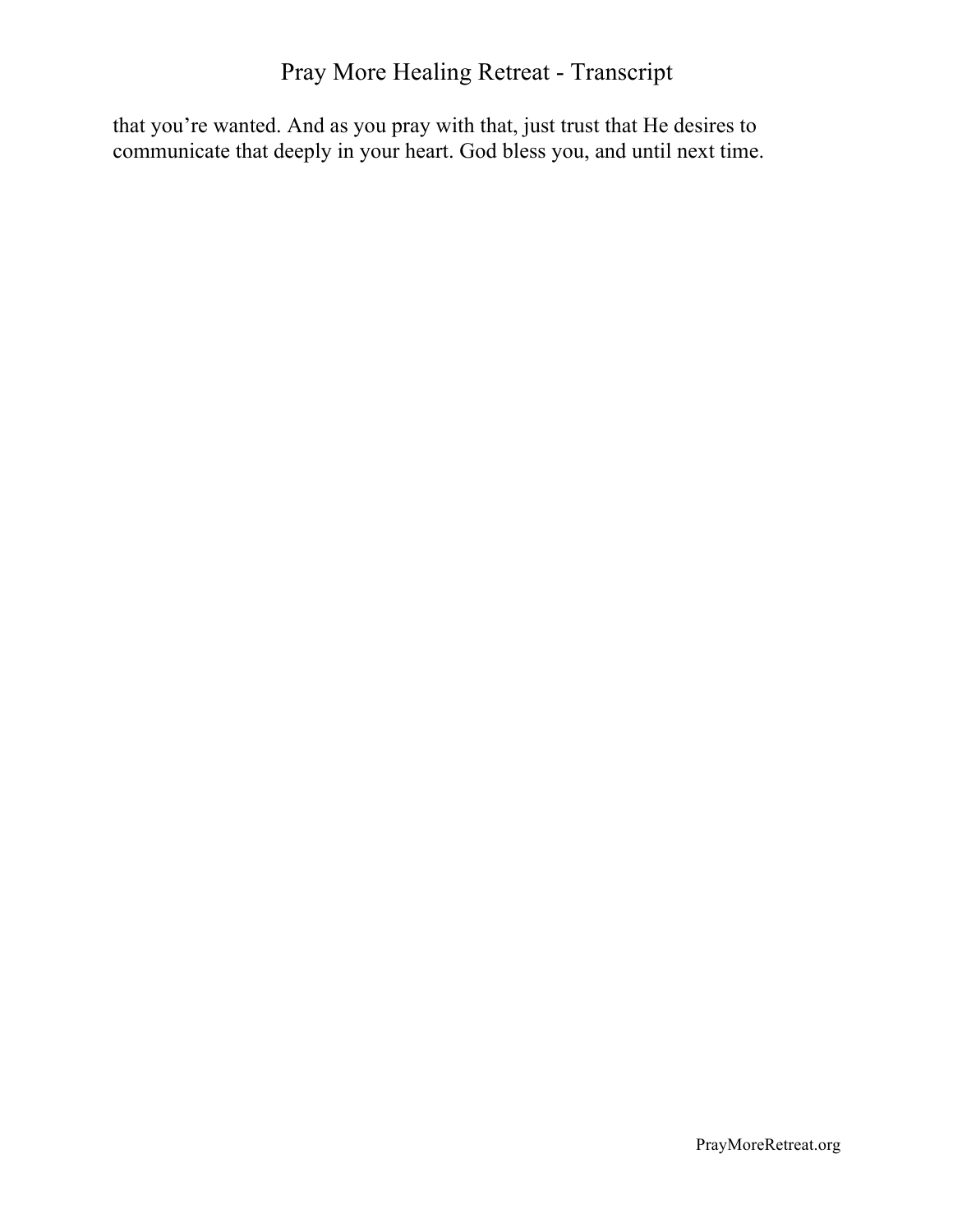that you’re wanted. And as you pray with that, just trust that He desires to communicate that deeply in your heart. God bless you, and until next time.